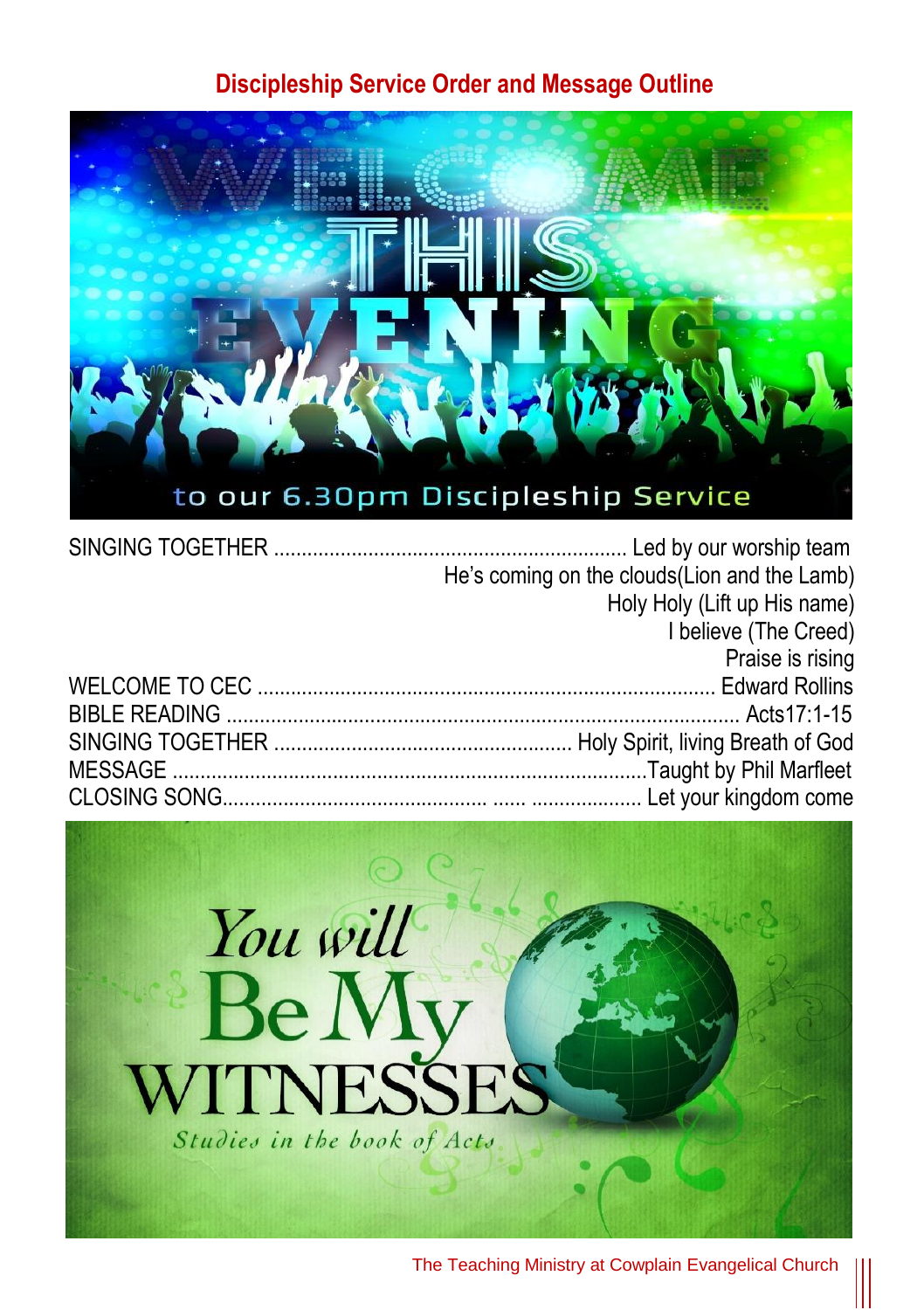## Discipleship Service Order and Message Outline

| | |
|---|---|
| SINGING TOGETHER | Led by our worship team |
| | He's coming on the clouds(Lion and the Lamb) |
| | Holy Holy (Lift up His name) |
| | I believe (The Creed) |
| | Praise is rising |
| WELCOME TO CEC | Edward Rollins |
| BIBLE READING | Acts17:1-15 |
| SINGING TOGETHER | Holy Spirit, living Breath of God |
| MESSAGE | Taught by Phil Marfleet |
| CLOSING SONG | Let your kingdom come |

The Teaching Ministry at Cowplain Evangelical Church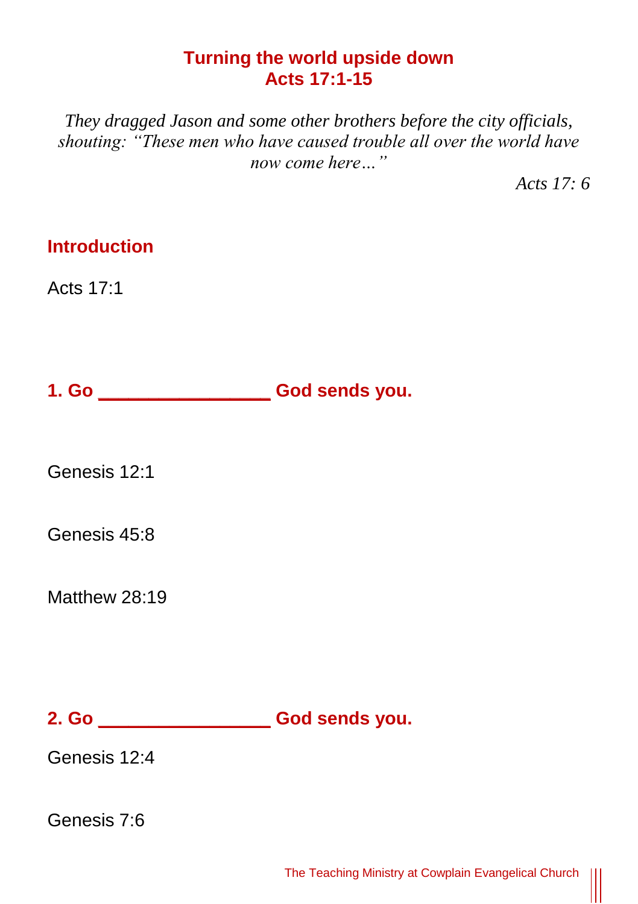## Turning the world upside down
## Acts 17:1-15

*They dragged Jason and some other brothers before the city officials, shouting: "These men who have caused trouble all over the world have now come here…"*

*Acts 17: 6*

### Introduction

Acts 17:1

### 1. Go ________________ God sends you.

Genesis 12:1

Genesis 45:8

Matthew 28:19

### 2. Go ________________ God sends you.

Genesis 12:4

Genesis 7:6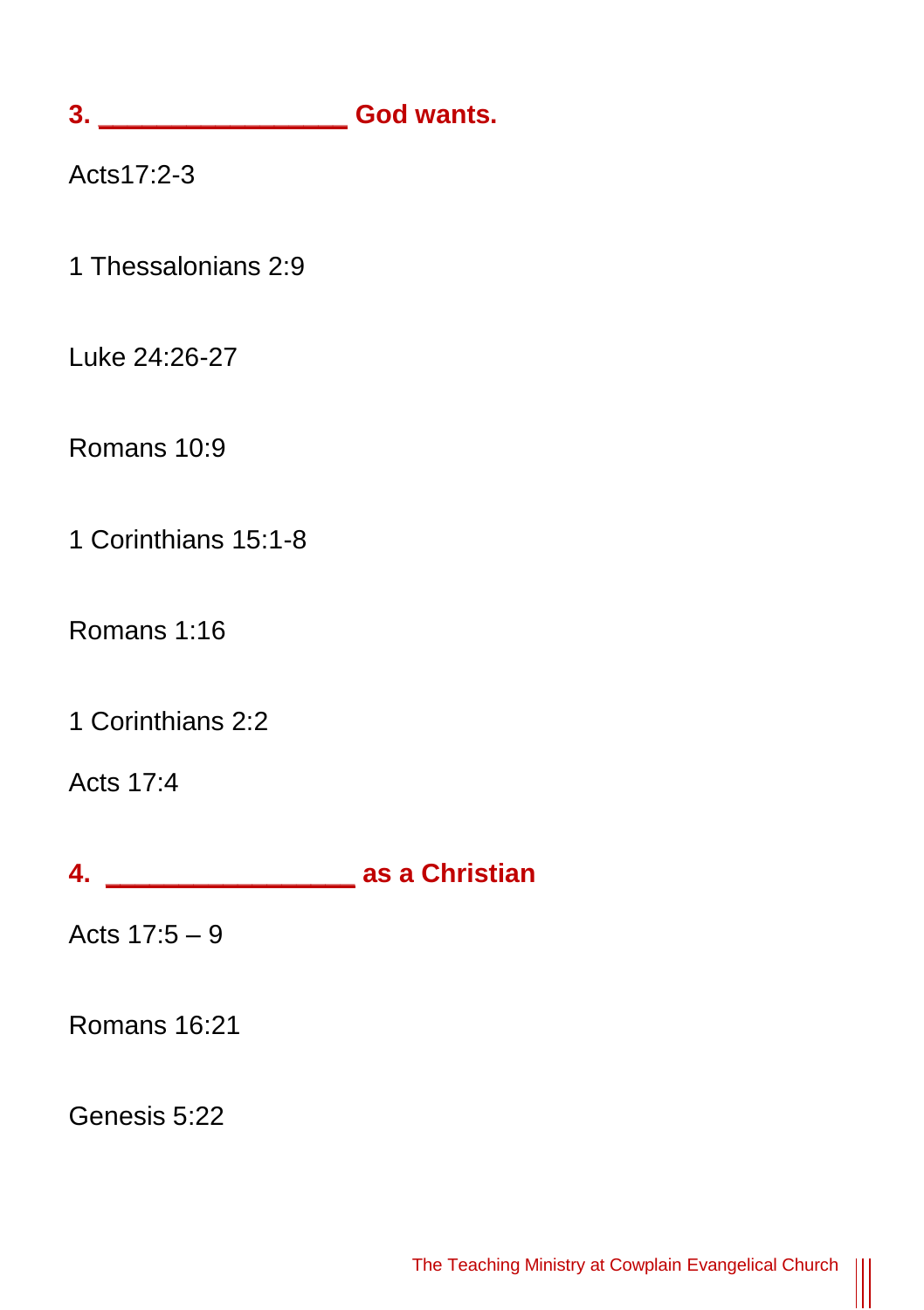## 3. ________________ God wants.

Acts17:2-3

1 Thessalonians 2:9

Luke 24:26-27

Romans 10:9

1 Corinthians 15:1-8

Romans 1:16

1 Corinthians 2:2

Acts 17:4

## 4. ________________ as a Christian

Acts 17:5 – 9

Romans 16:21

Genesis 5:22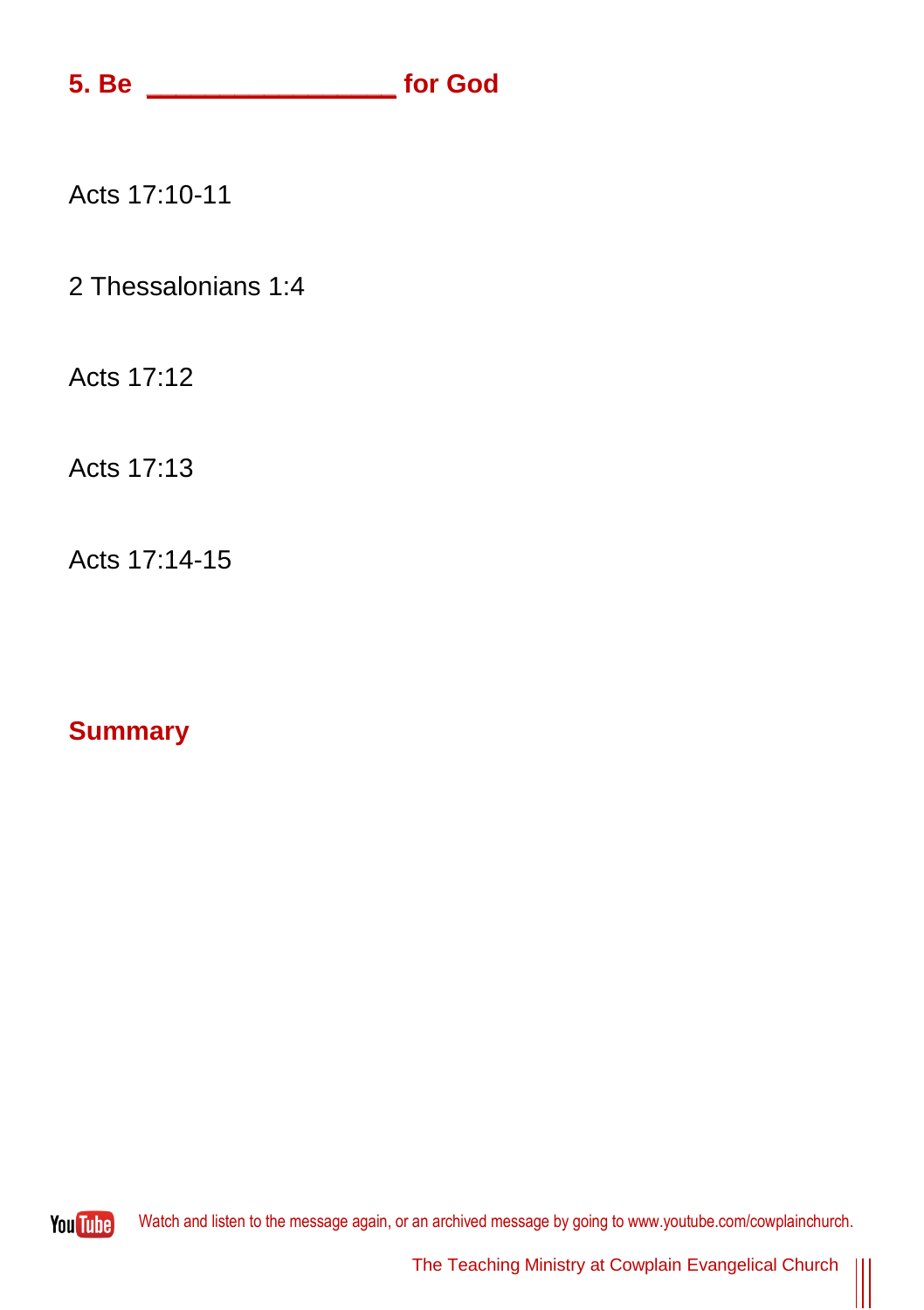## 5. Be _______________ for God

Acts 17:10-11

2 Thessalonians 1:4

Acts 17:12

Acts 17:13

Acts 17:14-15

## Summary

Watch and listen to the message again, or an archived message by going to www.youtube.com/cowplainchurch.